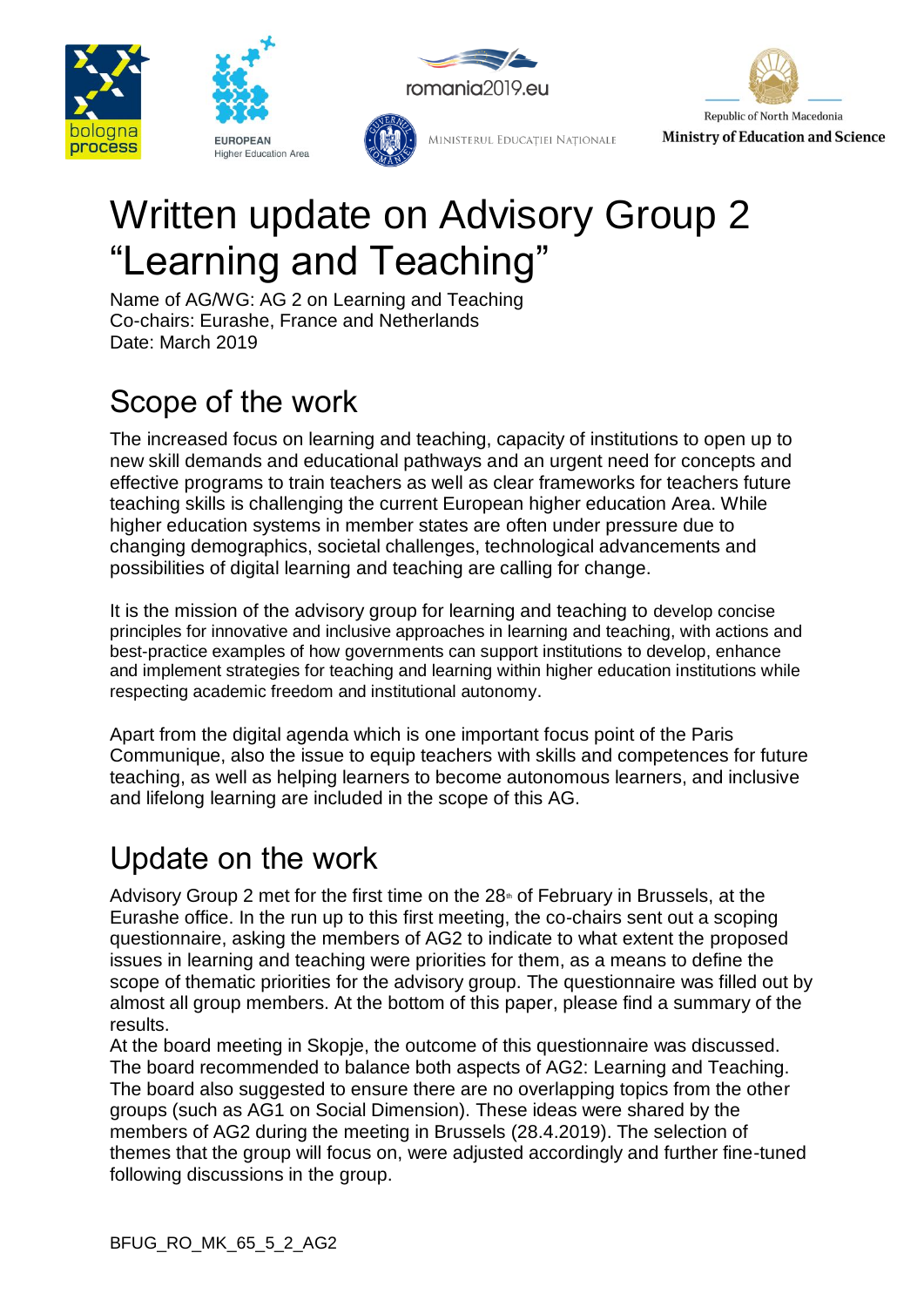# Written update on Advisory Group 2 "Learning and Teaching"

Name of AG/WG: AG 2 on Learning and Teaching
Co-chairs: Eurashe, France and Netherlands
Date: March 2019

## Scope of the work

The increased focus on learning and teaching, capacity of institutions to open up to new skill demands and educational pathways and an urgent need for concepts and effective programs to train teachers as well as clear frameworks for teachers future teaching skills is challenging the current European higher education Area. While higher education systems in member states are often under pressure due to changing demographics, societal challenges, technological advancements and possibilities of digital learning and teaching are calling for change.

It is the mission of the advisory group for learning and teaching to develop concise principles for innovative and inclusive approaches in learning and teaching, with actions and best-practice examples of how governments can support institutions to develop, enhance and implement strategies for teaching and learning within higher education institutions while respecting academic freedom and institutional autonomy.

Apart from the digital agenda which is one important focus point of the Paris Communique, also the issue to equip teachers with skills and competences for future teaching, as well as helping learners to become autonomous learners, and inclusive and lifelong learning are included in the scope of this AG.

## Update on the work

Advisory Group 2 met for the first time on the 28th of February in Brussels, at the Eurashe office. In the run up to this first meeting, the co-chairs sent out a scoping questionnaire, asking the members of AG2 to indicate to what extent the proposed issues in learning and teaching were priorities for them, as a means to define the scope of thematic priorities for the advisory group. The questionnaire was filled out by almost all group members. At the bottom of this paper, please find a summary of the results.

At the board meeting in Skopje, the outcome of this questionnaire was discussed. The board recommended to balance both aspects of AG2: Learning and Teaching. The board also suggested to ensure there are no overlapping topics from the other groups (such as AG1 on Social Dimension). These ideas were shared by the members of AG2 during the meeting in Brussels (28.4.2019). The selection of themes that the group will focus on, were adjusted accordingly and further fine-tuned following discussions in the group.

BFUG_RO_MK_65_5_2_AG2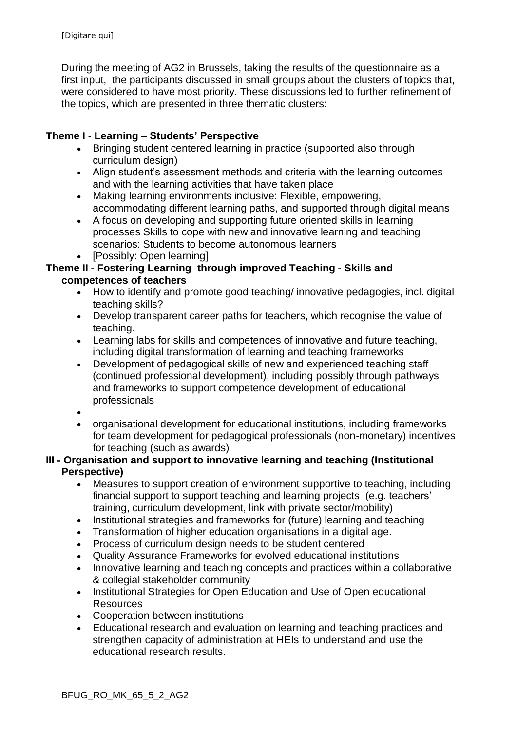During the meeting of AG2 in Brussels, taking the results of the questionnaire as a first input, the participants discussed in small groups about the clusters of topics that, were considered to have most priority. These discussions led to further refinement of the topics, which are presented in three thematic clusters:

**Theme I - Learning – Students' Perspective**

- Bringing student centered learning in practice (supported also through curriculum design)
- Align student's assessment methods and criteria with the learning outcomes and with the learning activities that have taken place
- Making learning environments inclusive: Flexible, empowering, accommodating different learning paths, and supported through digital means
- A focus on developing and supporting future oriented skills in learning processes Skills to cope with new and innovative learning and teaching scenarios: Students to become autonomous learners
- [Possibly: Open learning]

**Theme II - Fostering Learning through improved Teaching - Skills and competences of teachers**

- How to identify and promote good teaching/ innovative pedagogies, incl. digital teaching skills?
- Develop transparent career paths for teachers, which recognise the value of teaching.
- Learning labs for skills and competences of innovative and future teaching, including digital transformation of learning and teaching frameworks
- Development of pedagogical skills of new and experienced teaching staff (continued professional development), including possibly through pathways and frameworks to support competence development of educational professionals
- 
- organisational development for educational institutions, including frameworks for team development for pedagogical professionals (non-monetary) incentives for teaching (such as awards)

**III - Organisation and support to innovative learning and teaching (Institutional Perspective)**

- Measures to support creation of environment supportive to teaching, including financial support to support teaching and learning projects (e.g. teachers' training, curriculum development, link with private sector/mobility)
- Institutional strategies and frameworks for (future) learning and teaching
- Transformation of higher education organisations in a digital age.
- Process of curriculum design needs to be student centered
- Quality Assurance Frameworks for evolved educational institutions
- Innovative learning and teaching concepts and practices within a collaborative & collegial stakeholder community
- Institutional Strategies for Open Education and Use of Open educational Resources
- Cooperation between institutions
- Educational research and evaluation on learning and teaching practices and strengthen capacity of administration at HEIs to understand and use the educational research results.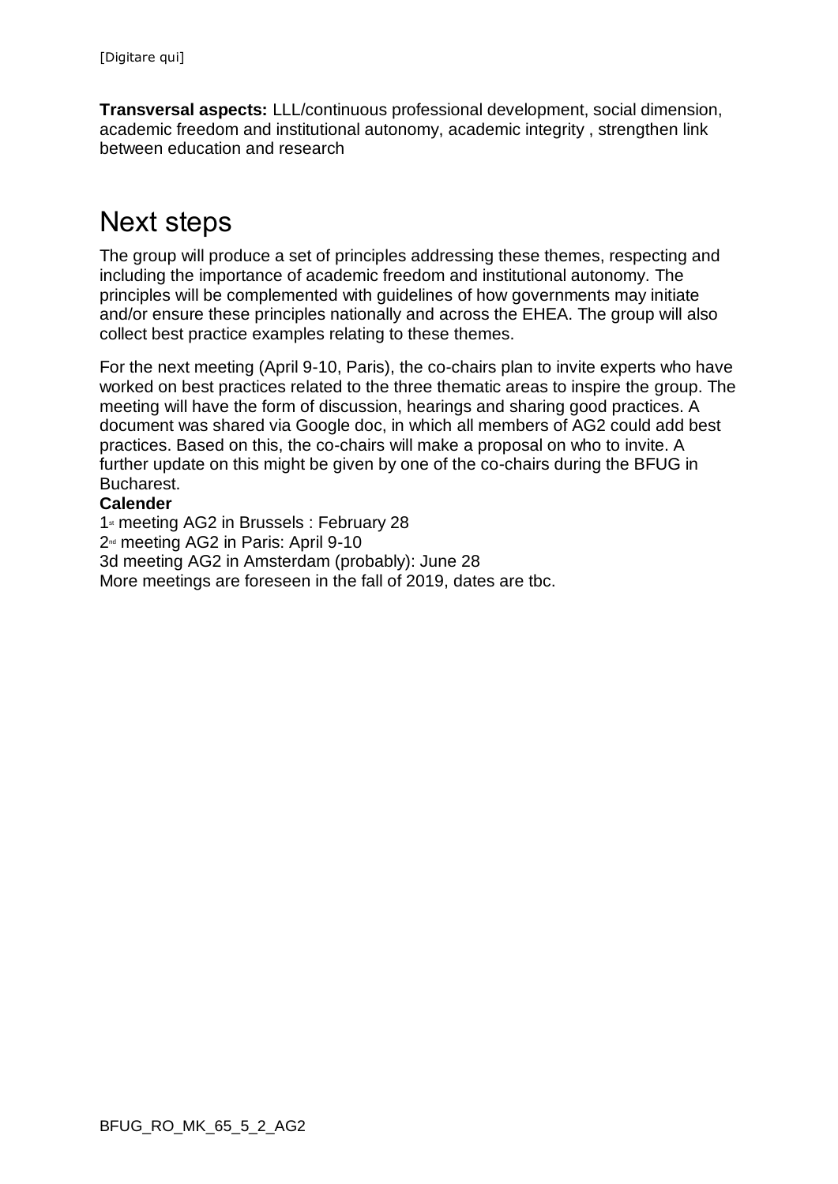**Transversal aspects:** LLL/continuous professional development, social dimension, academic freedom and institutional autonomy, academic integrity , strengthen link between education and research

# Next steps

The group will produce a set of principles addressing these themes, respecting and including the importance of academic freedom and institutional autonomy. The principles will be complemented with guidelines of how governments may initiate and/or ensure these principles nationally and across the EHEA. The group will also collect best practice examples relating to these themes.

For the next meeting (April 9-10, Paris), the co-chairs plan to invite experts who have worked on best practices related to the three thematic areas to inspire the group. The meeting will have the form of discussion, hearings and sharing good practices. A document was shared via Google doc, in which all members of AG2 could add best practices. Based on this, the co-chairs will make a proposal on who to invite. A further update on this might be given by one of the co-chairs during the BFUG in Bucharest.

**Calender**

1st meeting AG2 in Brussels : February 28
2nd meeting AG2 in Paris: April 9-10
3d meeting AG2 in Amsterdam (probably): June 28
More meetings are foreseen in the fall of 2019, dates are tbc.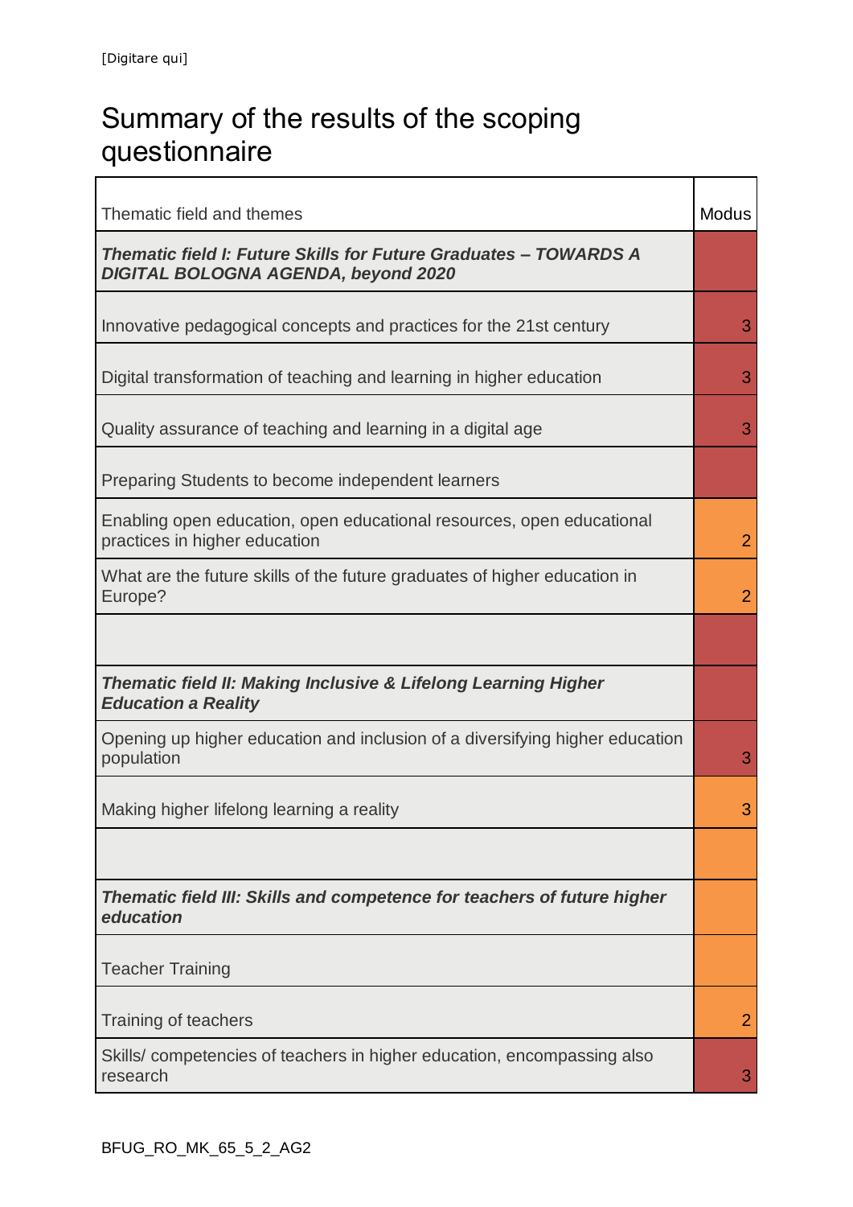# Summary of the results of the scoping questionnaire

| Thematic field and themes | Modus |
|---|---|
| ***Thematic field I: Future Skills for Future Graduates – TOWARDS A DIGITAL BOLOGNA AGENDA, beyond 2020*** | |
| Innovative pedagogical concepts and practices for the 21st century | 3 |
| Digital transformation of teaching and learning in higher education | 3 |
| Quality assurance of teaching and learning in a digital age | 3 |
| Preparing Students to become independent learners | |
| Enabling open education, open educational resources, open educational practices in higher education | 2 |
| What are the future skills of the future graduates of higher education in Europe? | 2 |
| | |
| ***Thematic field II: Making Inclusive & Lifelong Learning Higher Education a Reality*** | |
| Opening up higher education and inclusion of a diversifying higher education population | 3 |
| Making higher lifelong learning a reality | 3 |
| | |
| ***Thematic field III: Skills and competence for teachers of future higher education*** | |
| Teacher Training | |
| Training of teachers | 2 |
| Skills/ competencies of teachers in higher education, encompassing also research | 3 |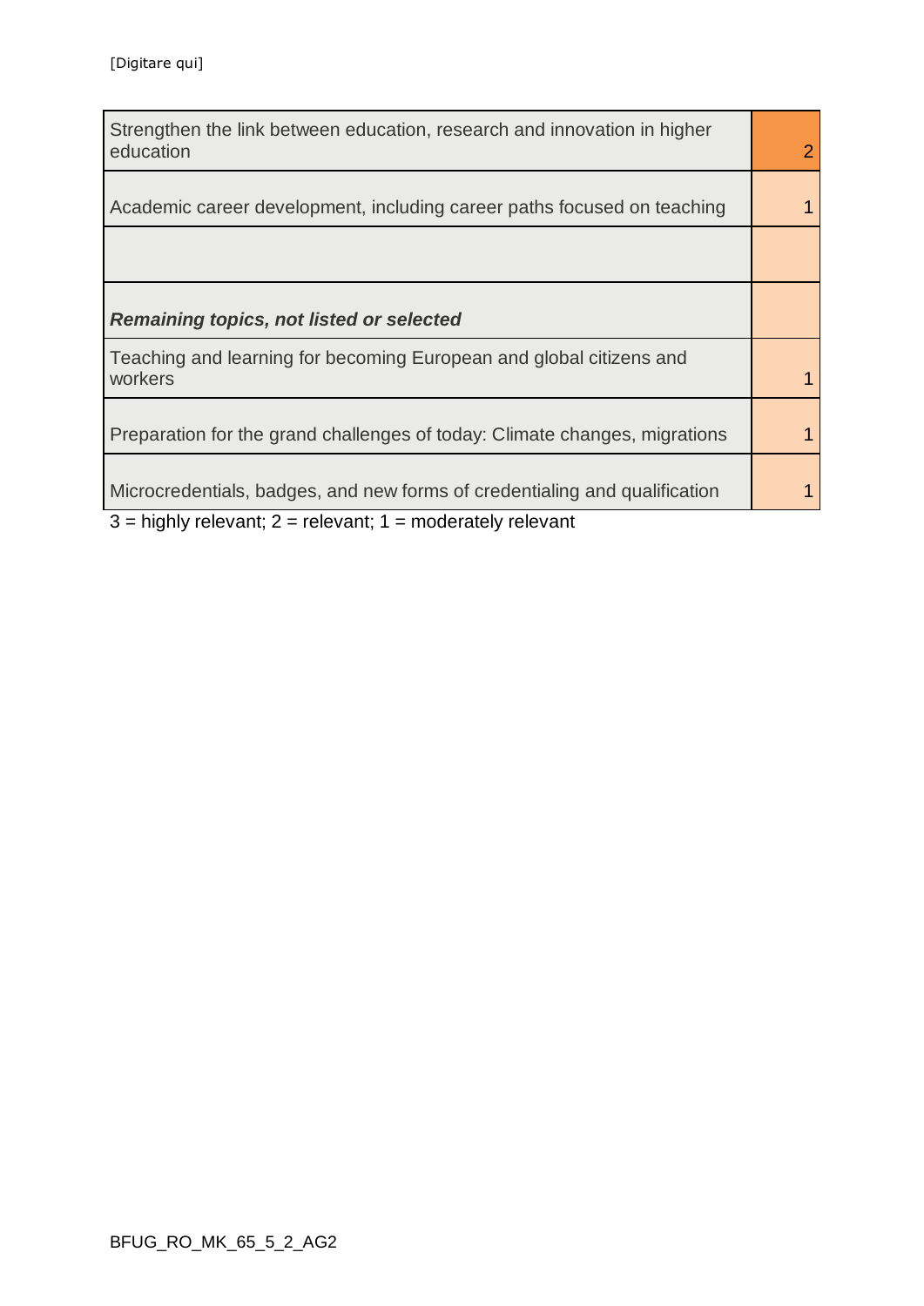| | |
|---|---|
| Strengthen the link between education, research and innovation in higher education | 2 |
| Academic career development, including career paths focused on teaching | 1 |
| | |
| ***Remaining topics, not listed or selected*** | |
| Teaching and learning for becoming European and global citizens and workers | 1 |
| Preparation for the grand challenges of today: Climate changes, migrations | 1 |
| Microcredentials, badges, and new forms of credentialing and qualification | 1 |

3 = highly relevant; 2 = relevant; 1 = moderately relevant